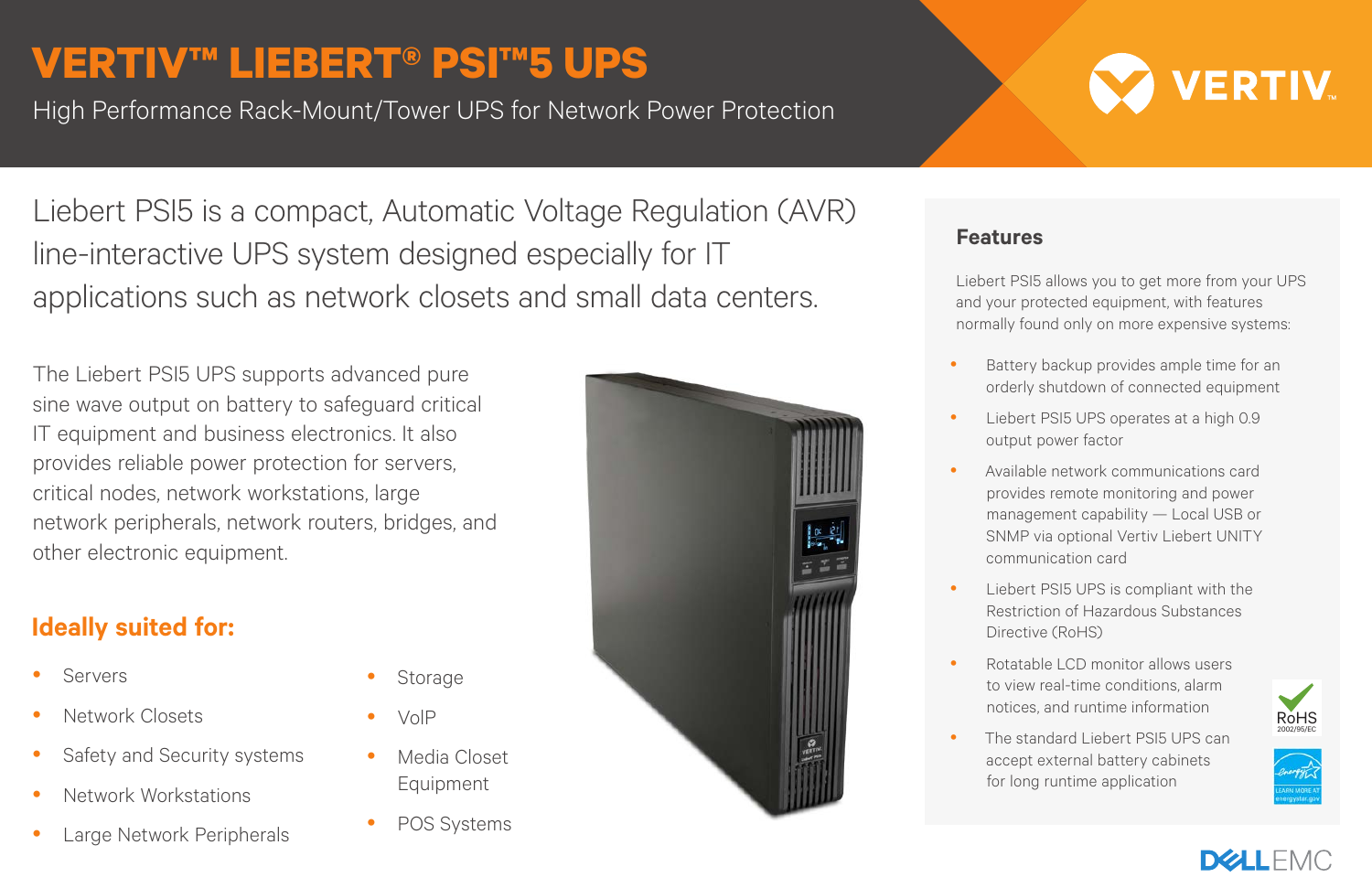# VERTIV™ LIEBERT® PSI™5 UPS

High Performance Rack-Mount/Tower UPS for Network Power Protection

Liebert PSI5 is a compact, Automatic Voltage Regulation (AVR) line-interactive UPS system designed especially for IT applications such as network closets and small data centers.

The Liebert PSI5 UPS supports advanced pure sine wave output on battery to safeguard critical IT equipment and business electronics. It also provides reliable power protection for servers, critical nodes, network workstations, large network peripherals, network routers, bridges, and other electronic equipment.

## Ideally suited for:

- Servers
- Network Closets
- Safety and Security systems
- Network Workstations
- Large Network Peripherals
- Storage
- VoIP
- Media Closet Equipment
- POS Systems

## Features

Liebert PSI5 allows you to get more from your UPS and your protected equipment, with features normally found only on more expensive systems:

- Battery backup provides ample time for an orderly shutdown of connected equipment
- Liebert PSI5 UPS operates at a high 0.9 output power factor
- Available network communications card provides remote monitoring and power management capability — Local USB or SNMP via optional Vertiv Liebert UNITY communication card
- Liebert PSI5 UPS is compliant with the Restriction of Hazardous Substances Directive (RoHS)
- Rotatable LCD monitor allows users to view real-time conditions, alarm notices, and runtime information
- The standard Liebert PSI5 UPS can accept external battery cabinets for long runtime application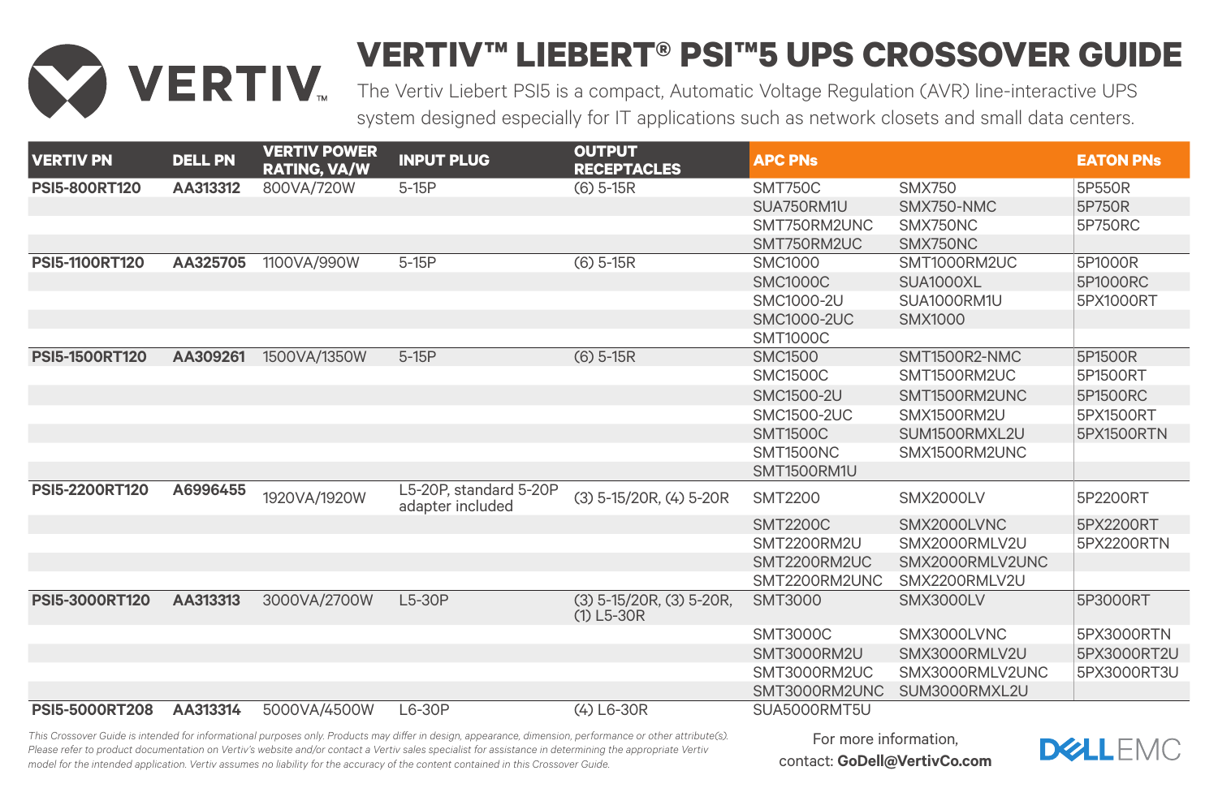# VERTIV™ LIEBERT® PSI™5 UPS CROSSOVER GUIDE

The Vertiv Liebert PSI5 is a compact, Automatic Voltage Regulation (AVR) line-interactive UPS system designed especially for IT applications such as network closets and small data centers.

| VERTIV PN | DELL PN | VERTIV POWER RATING, VA/W | INPUT PLUG | OUTPUT RECEPTACLES | APC PNs | | EATON PNs |
|---|---|---|---|---|---|---|---|
| **PSI5-800RT120** | **AA313312** | 800VA/720W | 5-15P | (6) 5-15R | SMT750C | SMX750 | 5P550R |
| | | | | | SUA750RM1U | SMX750-NMC | 5P750R |
| | | | | | SMT750RM2UNC | SMX750NC | 5P750RC |
| | | | | | SMT750RM2UC | SMX750NC | |
| **PSI5-1100RT120** | **AA325705** | 1100VA/990W | 5-15P | (6) 5-15R | SMC1000 | SMT1000RM2UC | 5P1000R |
| | | | | | SMC1000C | SUA1000XL | 5P1000RC |
| | | | | | SMC1000-2U | SUA1000RM1U | 5PX1000RT |
| | | | | | SMC1000-2UC | SMX1000 | |
| | | | | | SMT1000C | | |
| **PSI5-1500RT120** | **AA309261** | 1500VA/1350W | 5-15P | (6) 5-15R | SMC1500 | SMT1500R2-NMC | 5P1500R |
| | | | | | SMC1500C | SMT1500RM2UC | 5P1500RT |
| | | | | | SMC1500-2U | SMT1500RM2UNC | 5P1500RC |
| | | | | | SMC1500-2UC | SMX1500RM2U | 5PX1500RT |
| | | | | | SMT1500C | SUM1500RMXL2U | 5PX1500RTN |
| | | | | | SMT1500NC | SMX1500RM2UNC | |
| | | | | | SMT1500RM1U | | |
| **PSI5-2200RT120** | **A6996455** | 1920VA/1920W | L5-20P, standard 5-20P adapter included | (3) 5-15/20R, (4) 5-20R | SMT2200 | SMX2000LV | 5P2200RT |
| | | | | | SMT2200C | SMX2000LVNC | 5PX2200RT |
| | | | | | SMT2200RM2U | SMX2000RMLV2U | 5PX2200RTN |
| | | | | | SMT2200RM2UC | SMX2000RMLV2UNC | |
| | | | | | SMT2200RM2UNC | SMX2200RMLV2U | |
| **PSI5-3000RT120** | **AA313313** | 3000VA/2700W | L5-30P | (3) 5-15/20R, (3) 5-20R, (1) L5-30R | SMT3000 | SMX3000LV | 5P3000RT |
| | | | | | SMT3000C | SMX3000LVNC | 5PX3000RTN |
| | | | | | SMT3000RM2U | SMX3000RMLV2U | 5PX3000RT2U |
| | | | | | SMT3000RM2UC | SMX3000RMLV2UNC | 5PX3000RT3U |
| | | | | | SMT3000RM2UNC | SUM3000RMXL2U | |
| **PSI5-5000RT208** | **AA313314** | 5000VA/4500W | L6-30P | (4) L6-30R | SUA5000RMT5U | | |

*This Crossover Guide is intended for informational purposes only. Products may differ in design, appearance, dimension, performance or other attribute(s). Please refer to product documentation on Vertiv's website and/or contact a Vertiv sales specialist for assistance in determining the appropriate Vertiv model for the intended application. Vertiv assumes no liability for the accuracy of the content contained in this Crossover Guide.*

For more information, contact: **GoDell@VertivCo.com**